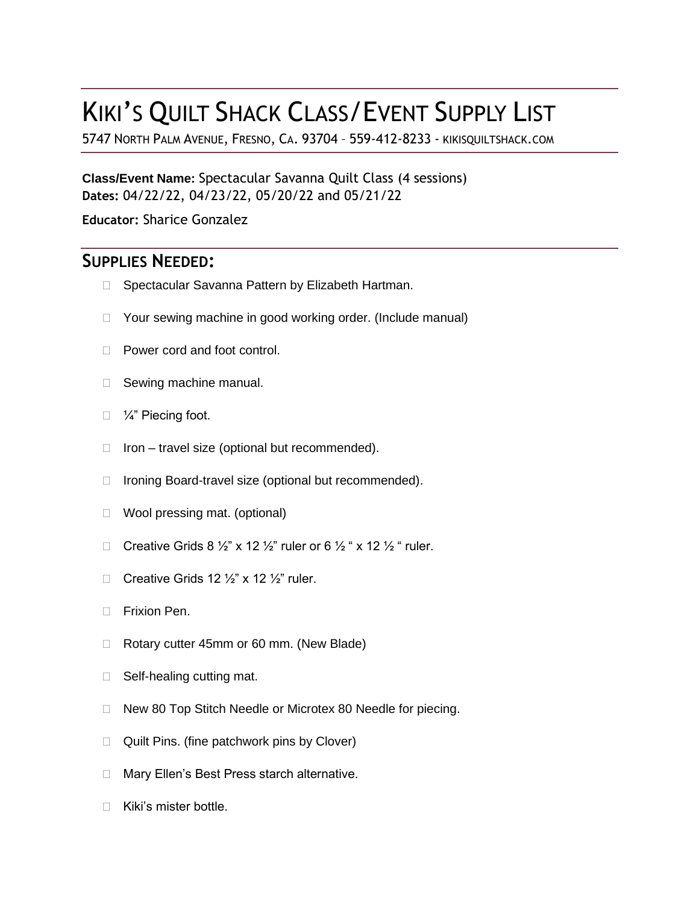# KIKI'S QUILT SHACK CLASS/EVENT SUPPLY LIST

5747 NORTH PALM AVENUE, FRESNO, CA. 93704 – 559-412-8233 - KIKISQUILTSHACK.COM

**Class/Event Name:** Spectacular Savanna Quilt Class (4 sessions)
**Dates:** 04/22/22, 04/23/22, 05/20/22 and 05/21/22

**Educator:** Sharice Gonzalez

## SUPPLIES NEEDED:

- Spectacular Savanna Pattern by Elizabeth Hartman.
- Your sewing machine in good working order. (Include manual)
- Power cord and foot control.
- Sewing machine manual.
- ¼" Piecing foot.
- Iron – travel size (optional but recommended).
- Ironing Board-travel size (optional but recommended).
- Wool pressing mat. (optional)
- Creative Grids 8 ½" x 12 ½" ruler or 6 ½ " x 12 ½ " ruler.
- Creative Grids 12 ½" x 12 ½" ruler.
- Frixion Pen.
- Rotary cutter 45mm or 60 mm. (New Blade)
- Self-healing cutting mat.
- New 80 Top Stitch Needle or Microtex 80 Needle for piecing.
- Quilt Pins. (fine patchwork pins by Clover)
- Mary Ellen's Best Press starch alternative.
- Kiki's mister bottle.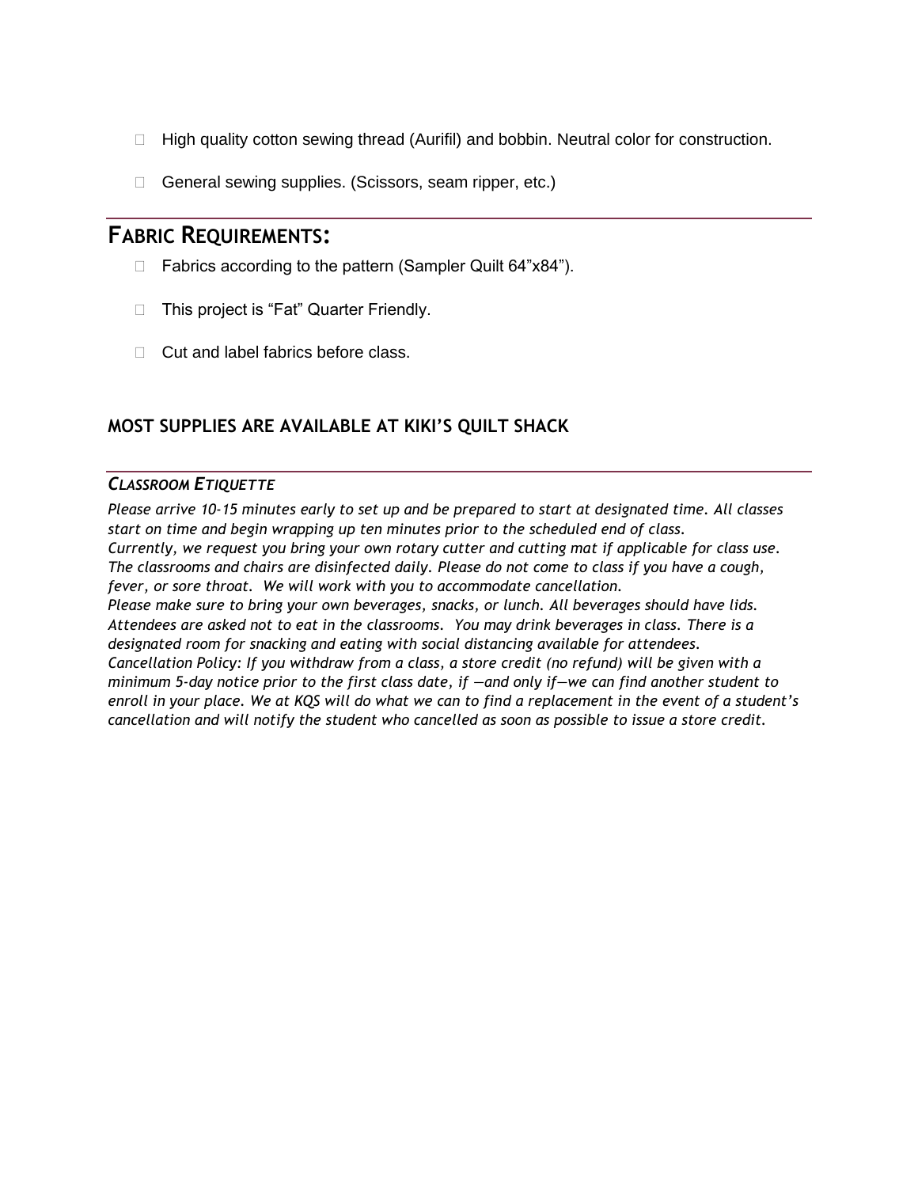- High quality cotton sewing thread (Aurifil) and bobbin. Neutral color for construction.
- General sewing supplies. (Scissors, seam ripper, etc.)

---

## FABRIC REQUIREMENTS:

- Fabrics according to the pattern (Sampler Quilt 64"x84").
- This project is "Fat" Quarter Friendly.
- Cut and label fabrics before class.

### MOST SUPPLIES ARE AVAILABLE AT KIKI'S QUILT SHACK

---

#### *CLASSROOM ETIQUETTE*

*Please arrive 10-15 minutes early to set up and be prepared to start at designated time. All classes start on time and begin wrapping up ten minutes prior to the scheduled end of class.*
*Currently, we request you bring your own rotary cutter and cutting mat if applicable for class use. The classrooms and chairs are disinfected daily. Please do not come to class if you have a cough, fever, or sore throat. We will work with you to accommodate cancellation.*
*Please make sure to bring your own beverages, snacks, or lunch. All beverages should have lids. Attendees are asked not to eat in the classrooms. You may drink beverages in class. There is a designated room for snacking and eating with social distancing available for attendees.*
*Cancellation Policy: If you withdraw from a class, a store credit (no refund) will be given with a minimum 5-day notice prior to the first class date, if —and only if—we can find another student to enroll in your place. We at KQS will do what we can to find a replacement in the event of a student's cancellation and will notify the student who cancelled as soon as possible to issue a store credit.*